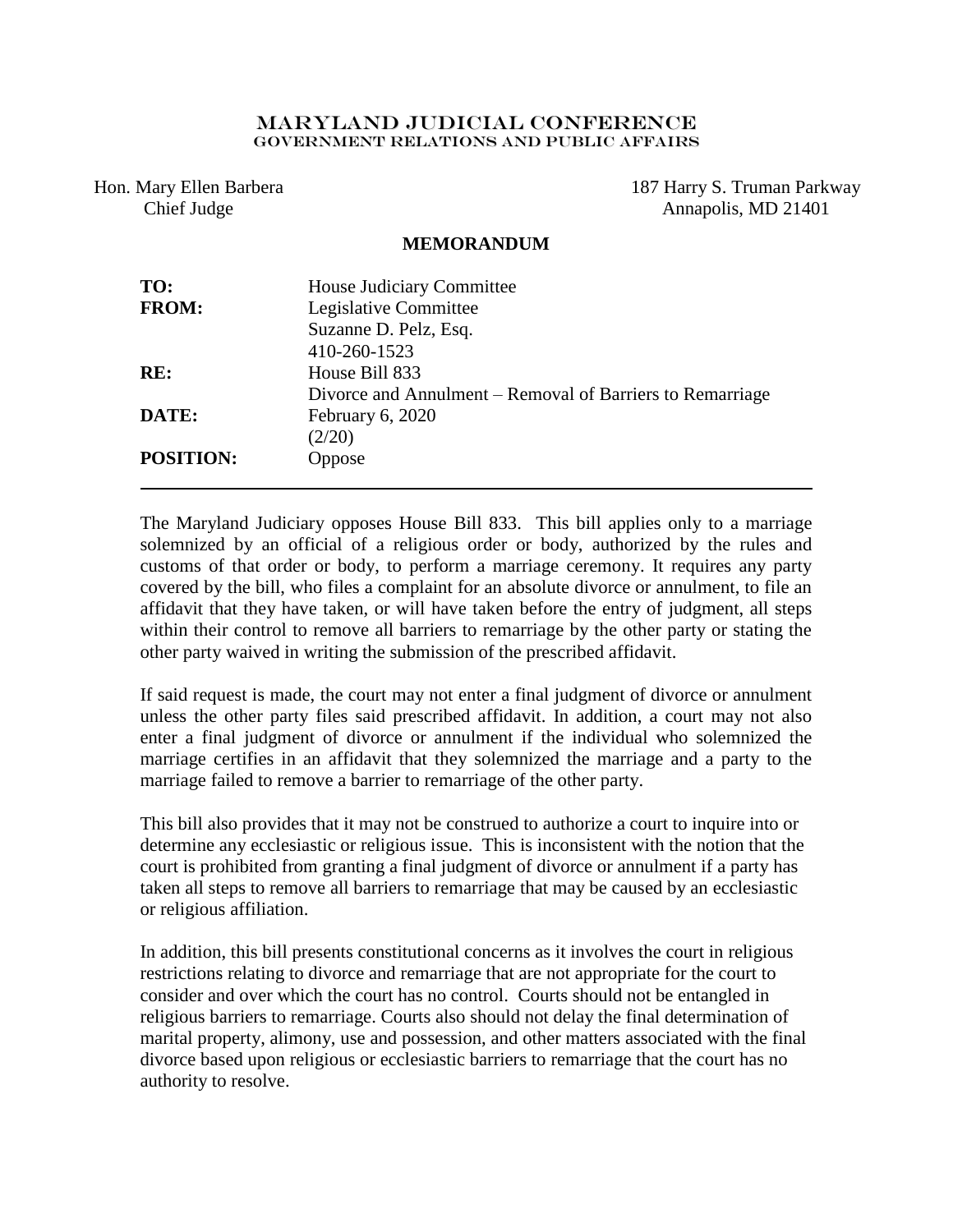# MARYLAND JUDICIAL CONFERENCE
## GOVERNMENT RELATIONS AND PUBLIC AFFAIRS

Hon. Mary Ellen Barbera
Chief Judge

187 Harry S. Truman Parkway
Annapolis, MD 21401

**MEMORANDUM**

| | |
|---|---|
| **TO:** | House Judiciary Committee |
| **FROM:** | Legislative Committee<br>Suzanne D. Pelz, Esq.<br>410-260-1523 |
| **RE:** | House Bill 833<br>Divorce and Annulment – Removal of Barriers to Remarriage |
| **DATE:** | February 6, 2020<br>(2/20) |
| **POSITION:** | Oppose |

---

The Maryland Judiciary opposes House Bill 833. This bill applies only to a marriage solemnized by an official of a religious order or body, authorized by the rules and customs of that order or body, to perform a marriage ceremony. It requires any party covered by the bill, who files a complaint for an absolute divorce or annulment, to file an affidavit that they have taken, or will have taken before the entry of judgment, all steps within their control to remove all barriers to remarriage by the other party or stating the other party waived in writing the submission of the prescribed affidavit.

If said request is made, the court may not enter a final judgment of divorce or annulment unless the other party files said prescribed affidavit. In addition, a court may not also enter a final judgment of divorce or annulment if the individual who solemnized the marriage certifies in an affidavit that they solemnized the marriage and a party to the marriage failed to remove a barrier to remarriage of the other party.

This bill also provides that it may not be construed to authorize a court to inquire into or determine any ecclesiastic or religious issue. This is inconsistent with the notion that the court is prohibited from granting a final judgment of divorce or annulment if a party has taken all steps to remove all barriers to remarriage that may be caused by an ecclesiastic or religious affiliation.

In addition, this bill presents constitutional concerns as it involves the court in religious restrictions relating to divorce and remarriage that are not appropriate for the court to consider and over which the court has no control. Courts should not be entangled in religious barriers to remarriage. Courts also should not delay the final determination of marital property, alimony, use and possession, and other matters associated with the final divorce based upon religious or ecclesiastic barriers to remarriage that the court has no authority to resolve.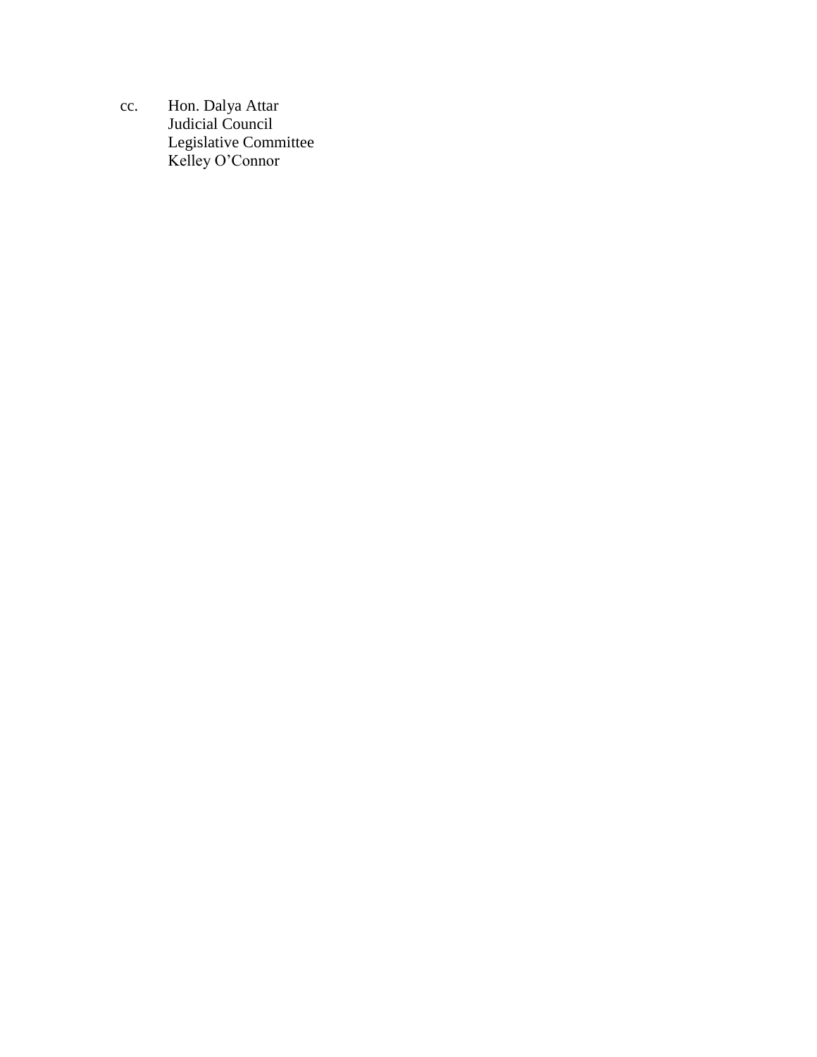cc. Hon. Dalya Attar
Judicial Council
Legislative Committee
Kelley O'Connor